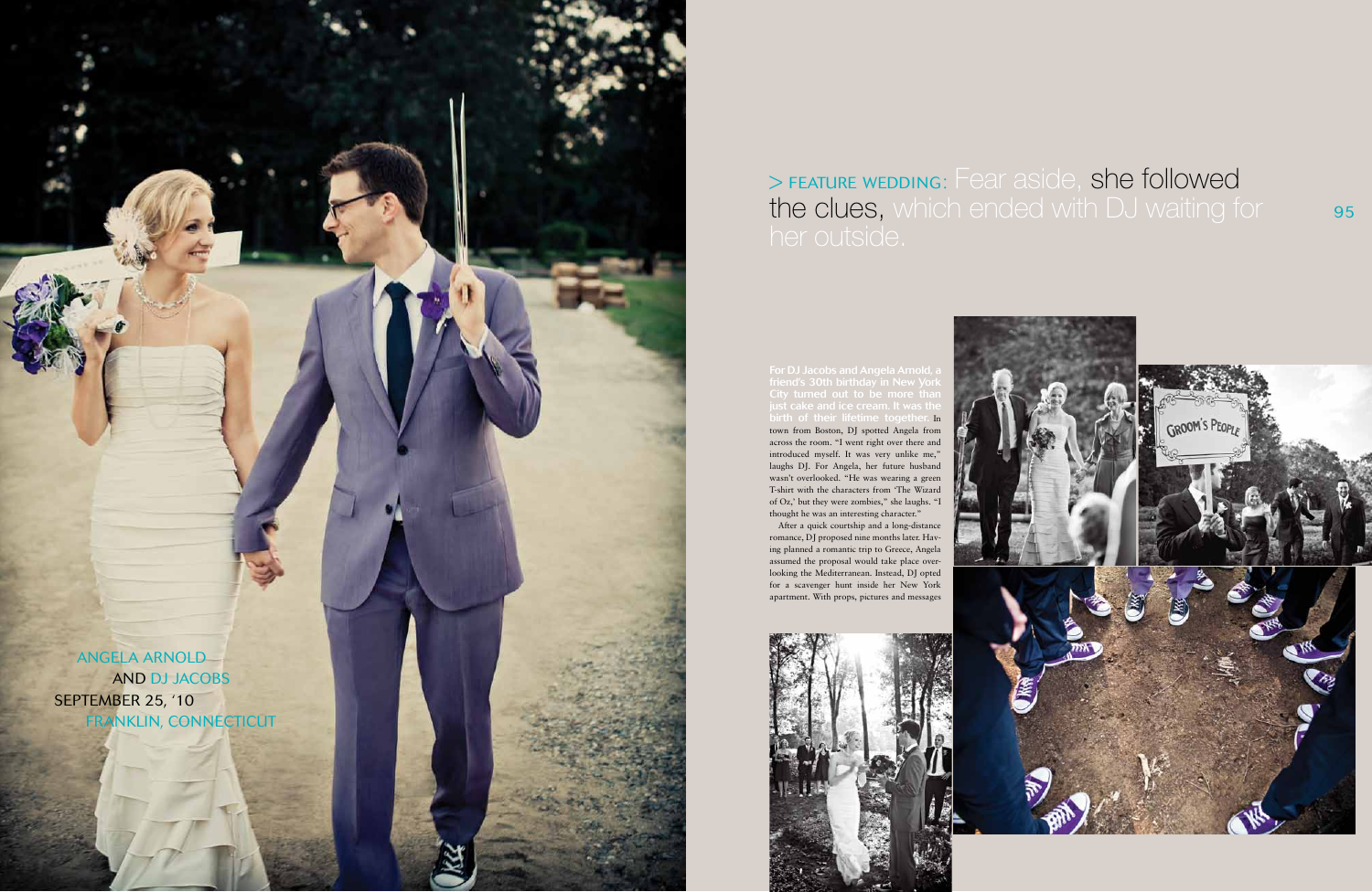# > FEATURE WEDDING: Fear aside, she followed the clues, which ended with DJ waiting for her outside.

ANGELA ARNOLD
AND DJ JACOBS
SEPTEMBER 25, '10
FRANKLIN, CONNECTICUT

**For DJ Jacobs and Angela Arnold, a friend's 30th birthday in New York City turned out to be more than just cake and ice cream. It was the birth of their lifetime together.** In town from Boston, DJ spotted Angela from across the room. "I went right over there and introduced myself. It was very unlike me," laughs DJ. For Angela, her future husband wasn't overlooked. "He was wearing a green T-shirt with the characters from 'The Wizard of Oz,' but they were zombies," she laughs. "I thought he was an interesting character."

After a quick courtship and a long-distance romance, DJ proposed nine months later. Having planned a romantic trip to Greece, Angela assumed the proposal would take place overlooking the Mediterranean. Instead, DJ opted for a scavenger hunt inside her New York apartment. With props, pictures and messages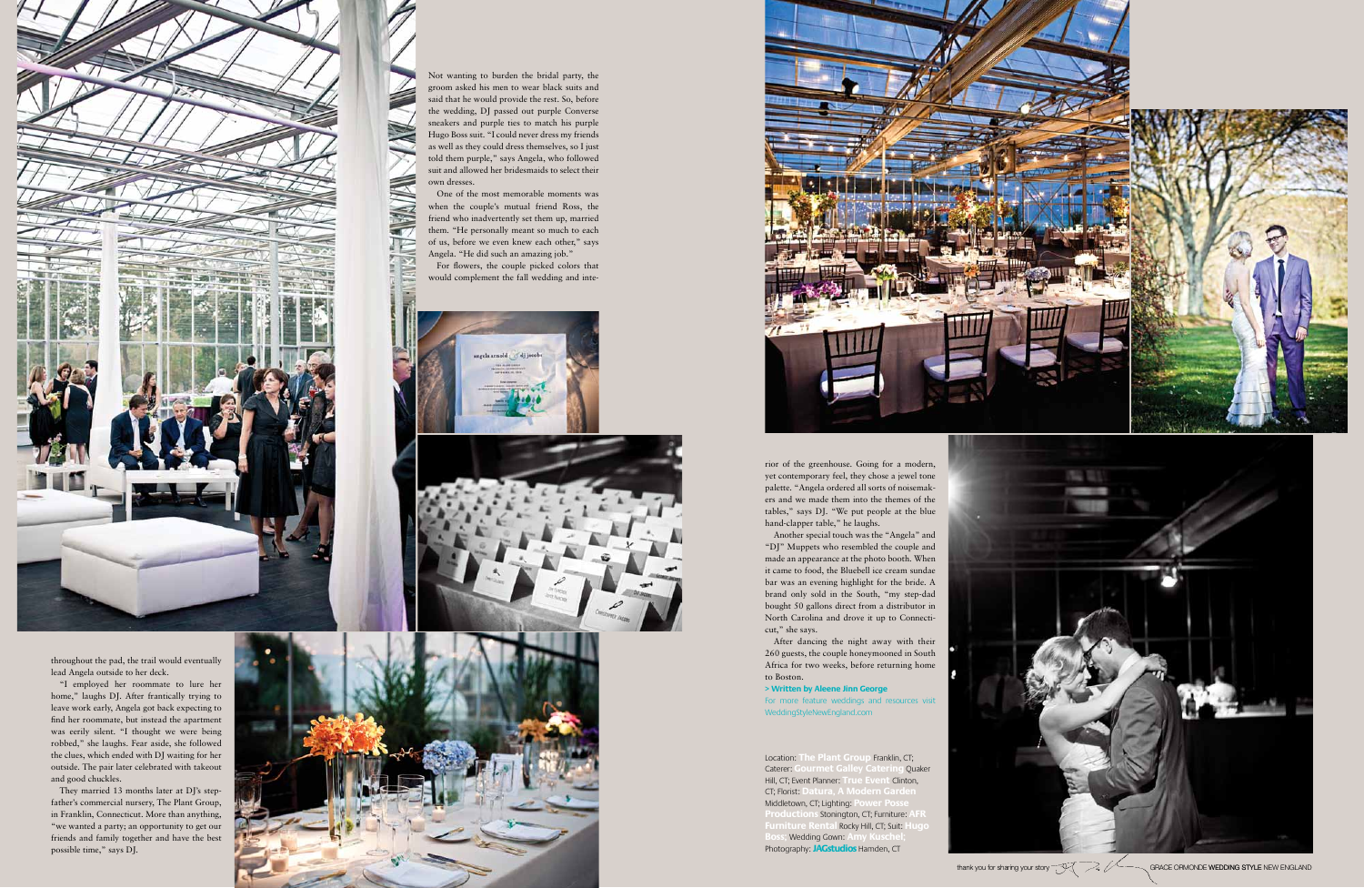Not wanting to burden the bridal party, the groom asked his men to wear black suits and said that he would provide the rest. So, before the wedding, DJ passed out purple Converse sneakers and purple ties to match his purple Hugo Boss suit. "I could never dress my friends as well as they could dress themselves, so I just told them purple," says Angela, who followed suit and allowed her bridesmaids to select their own dresses.

One of the most memorable moments was when the couple's mutual friend Ross, the friend who inadvertently set them up, married them. "He personally meant so much to each of us, before we even knew each other," says Angela. "He did such an amazing job."

For flowers, the couple picked colors that would complement the fall wedding and interior of the greenhouse. Going for a modern, yet contemporary feel, they chose a jewel tone palette. "Angela ordered all sorts of noisemakers and we made them into the themes of the tables," says DJ. "We put people at the blue hand-clapper table," he laughs.

Another special touch was the "Angela" and "DJ" Muppets who resembled the couple and made an appearance at the photo booth. When it came to food, the Bluebell ice cream sundae bar was an evening highlight for the bride. A brand only sold in the South, "my step-dad bought 50 gallons direct from a distributor in North Carolina and drove it up to Connecticut," she says.

After dancing the night away with their 260 guests, the couple honeymooned in South Africa for two weeks, before returning home to Boston.

**> Written by Aleene Jinn George**

For more feature weddings and resources visit WeddingStyleNewEngland.com

throughout the pad, the trail would eventually lead Angela outside to her deck.

"I employed her roommate to lure her home," laughs DJ. After frantically trying to leave work early, Angela got back expecting to find her roommate, but instead the apartment was eerily silent. "I thought we were being robbed," she laughs. Fear aside, she followed the clues, which ended with DJ waiting for her outside. The pair later celebrated with takeout and good chuckles.

They married 13 months later at DJ's stepfather's commercial nursery, The Plant Group, in Franklin, Connecticut. More than anything, "we wanted a party; an opportunity to get our friends and family together and have the best possible time," says DJ.

Location: **The Plant Group** Franklin, CT; Caterer: **Gourmet Galley Catering** Quaker Hill, CT; Event Planner: **True Event** Clinton, CT; Florist: **Datura, A Modern Garden** Middletown, CT; Lighting: **Power Posse Productions** Stonington, CT; Furniture: **AFR Furniture Rental** Rocky Hill, CT; Suit: **Hugo Boss**; Wedding Gown: **Amy Kuschel**; Photography: **JAGstudios** Hamden, CT